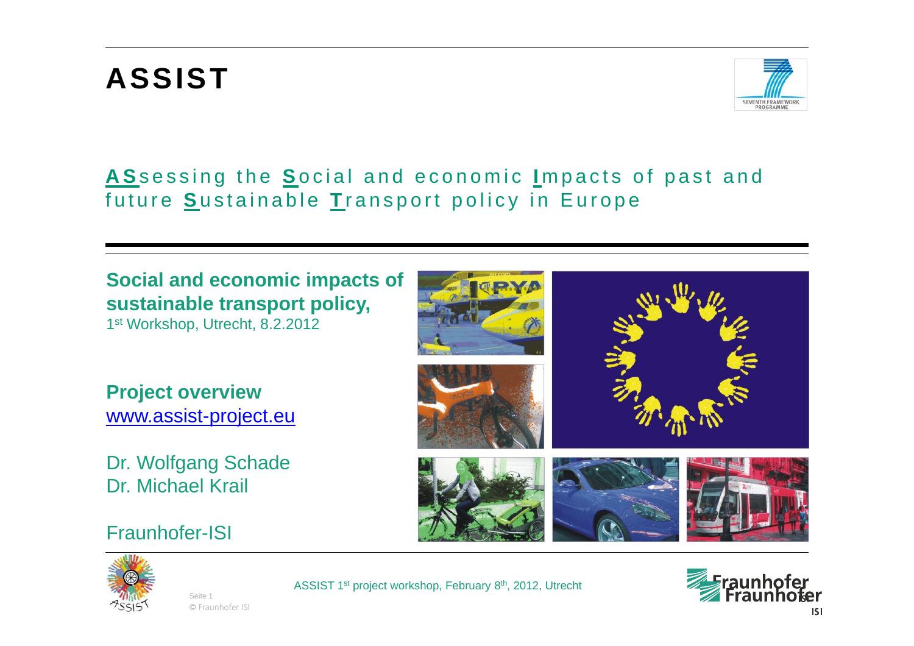# ASSIST

**AS**sessing the **S**ocial and economic **I**mpacts of past and future **S**ustainable **T**ransport policy in Europe

## Social and economic impacts of sustainable transport policy,

1st Workshop, Utrecht, 8.2.2012

## Project overview

www.assist-project.eu

Dr. Wolfgang Schade
Dr. Michael Krail

Fraunhofer-ISI

ASSIST 1st project workshop, February 8th, 2012, Utrecht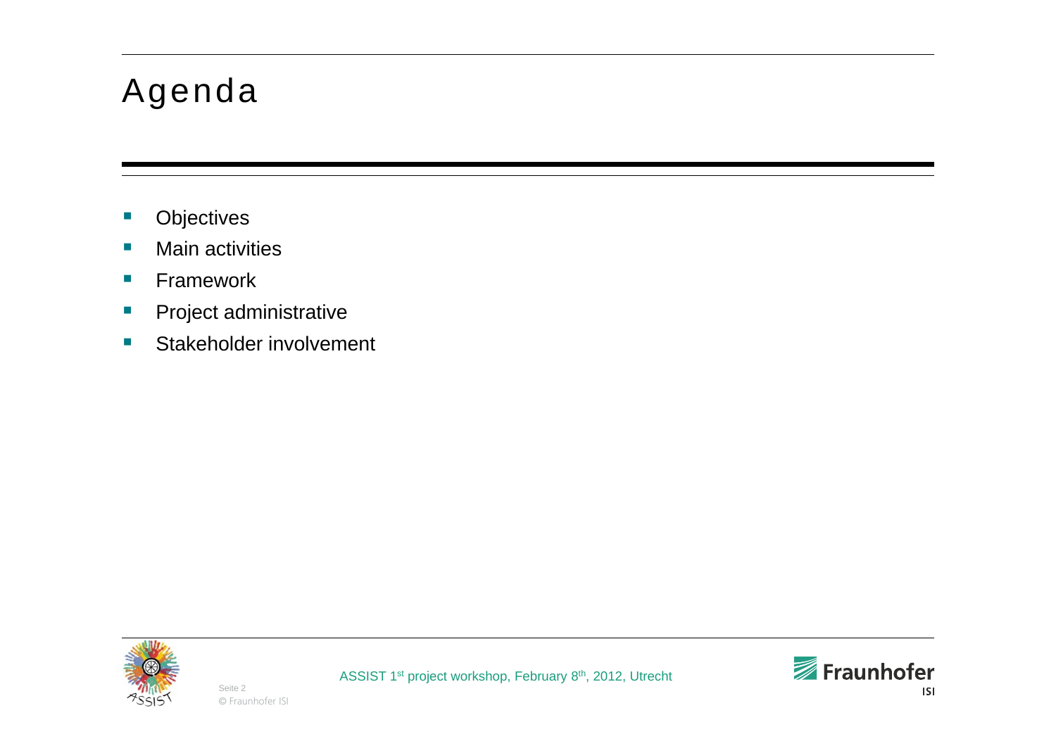# Agenda

- Objectives
- Main activities
- Framework
- Project administrative
- Stakeholder involvement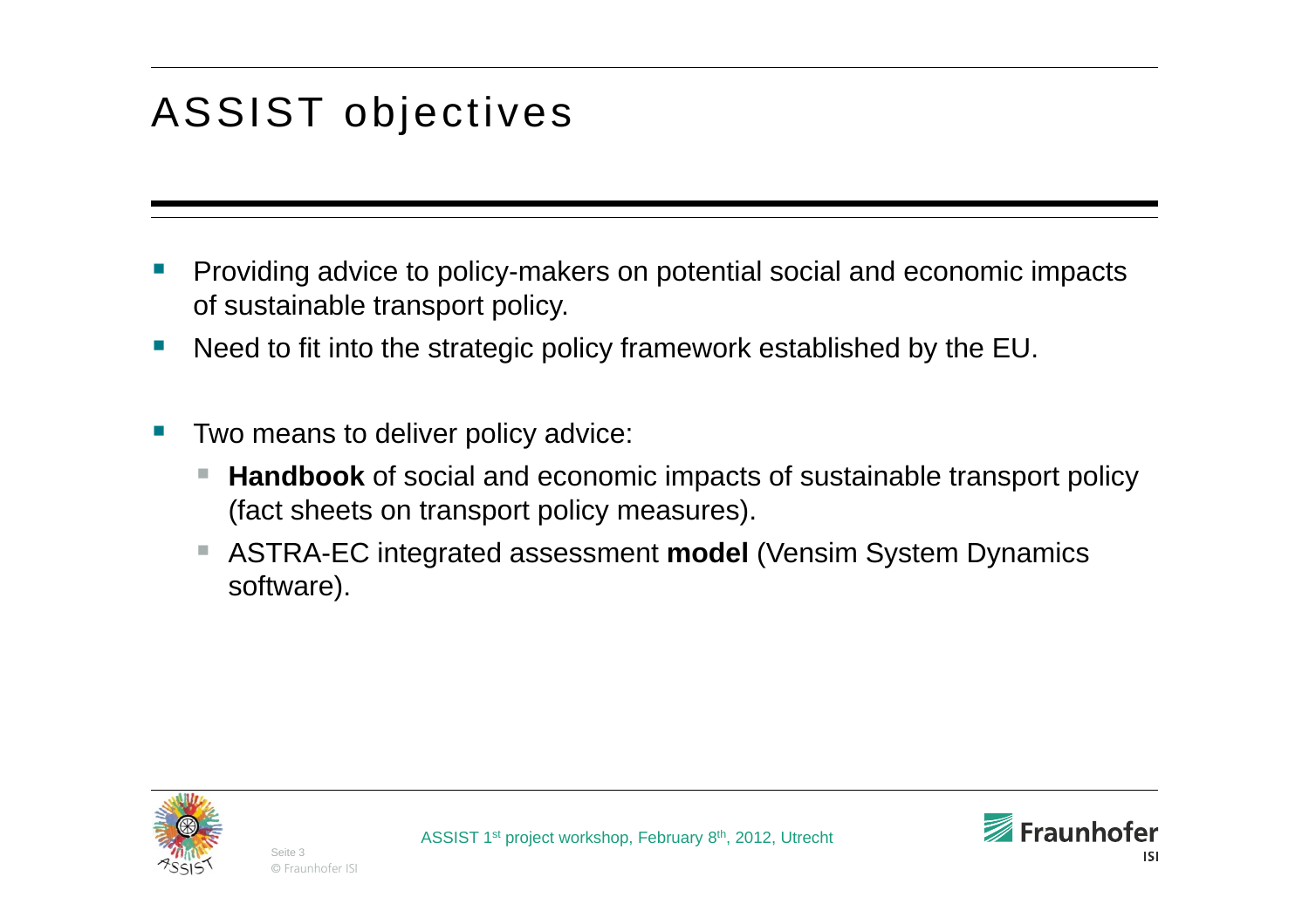# ASSIST objectives

- Providing advice to policy-makers on potential social and economic impacts of sustainable transport policy.
- Need to fit into the strategic policy framework established by the EU.
- Two means to deliver policy advice:
  - **Handbook** of social and economic impacts of sustainable transport policy (fact sheets on transport policy measures).
  - ASTRA-EC integrated assessment **model** (Vensim System Dynamics software).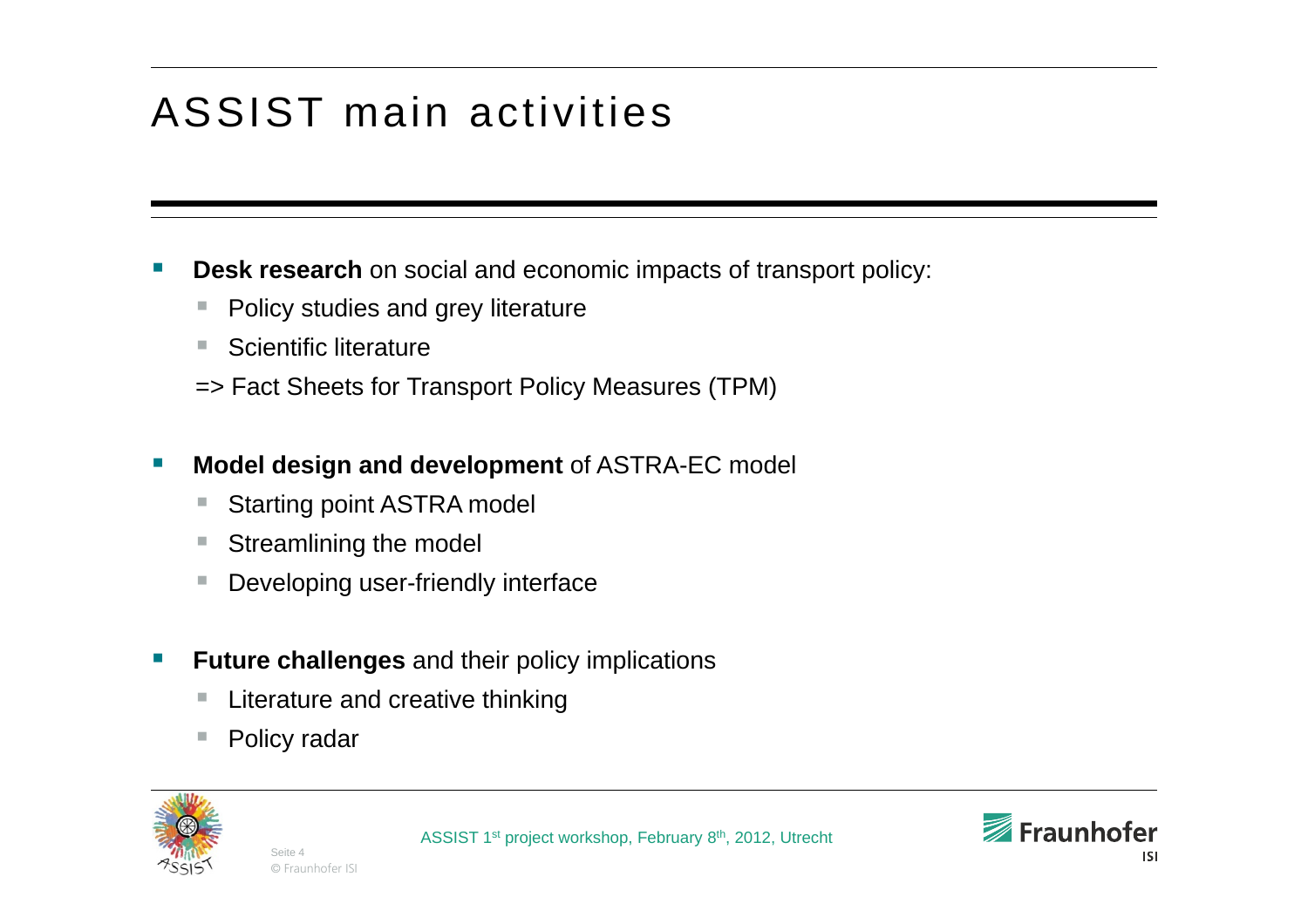# ASSIST main activities

- **Desk research** on social and economic impacts of transport policy:
  - Policy studies and grey literature
  - Scientific literature

  => Fact Sheets for Transport Policy Measures (TPM)

- **Model design and development** of ASTRA-EC model
  - Starting point ASTRA model
  - Streamlining the model
  - Developing user-friendly interface

- **Future challenges** and their policy implications
  - Literature and creative thinking
  - Policy radar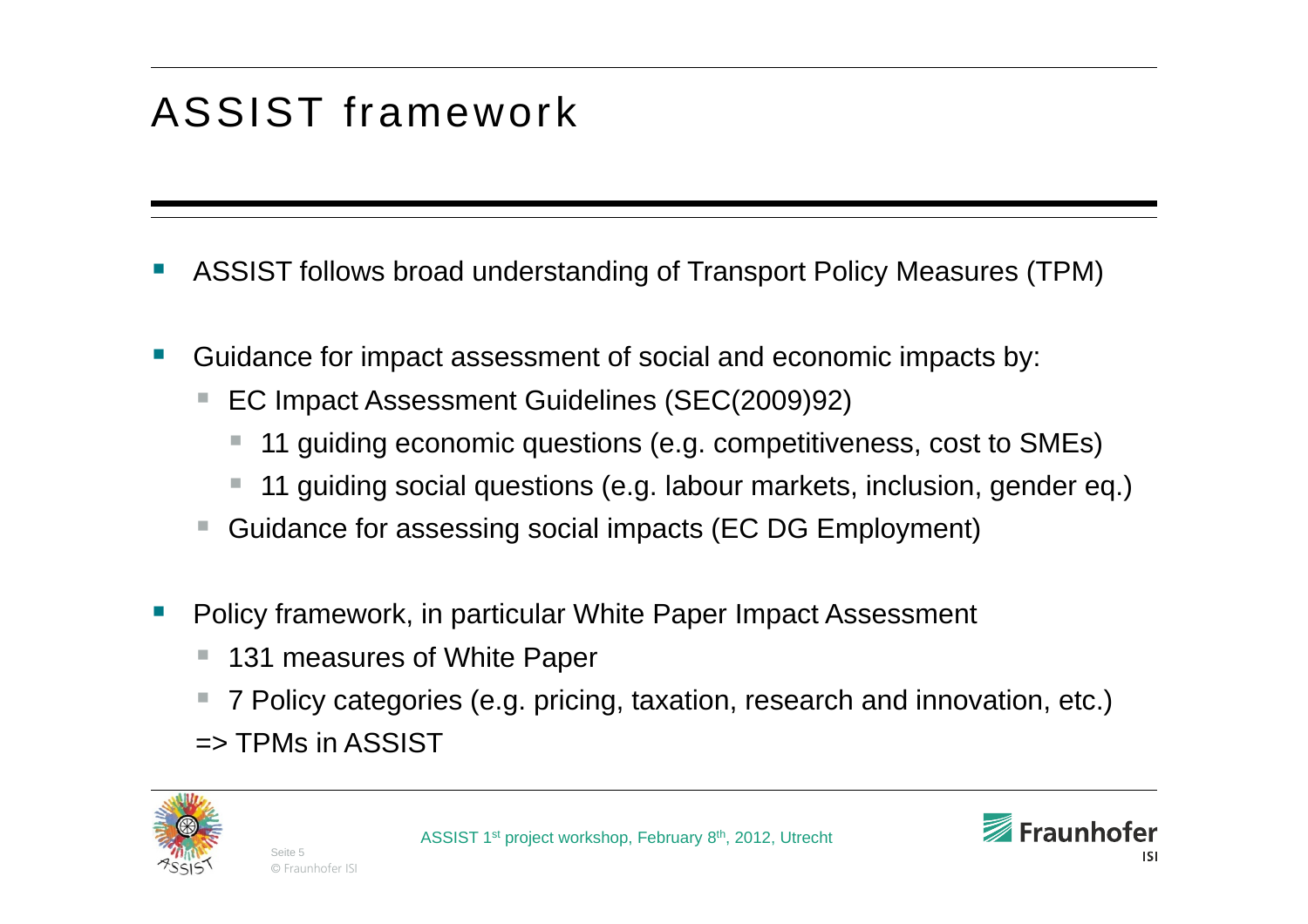# ASSIST framework

- ASSIST follows broad understanding of Transport Policy Measures (TPM)

- Guidance for impact assessment of social and economic impacts by:
  - EC Impact Assessment Guidelines (SEC(2009)92)
    - 11 guiding economic questions (e.g. competitiveness, cost to SMEs)
    - 11 guiding social questions (e.g. labour markets, inclusion, gender eq.)
  - Guidance for assessing social impacts (EC DG Employment)

- Policy framework, in particular White Paper Impact Assessment
  - 131 measures of White Paper
  - 7 Policy categories (e.g. pricing, taxation, research and innovation, etc.)

  => TPMs in ASSIST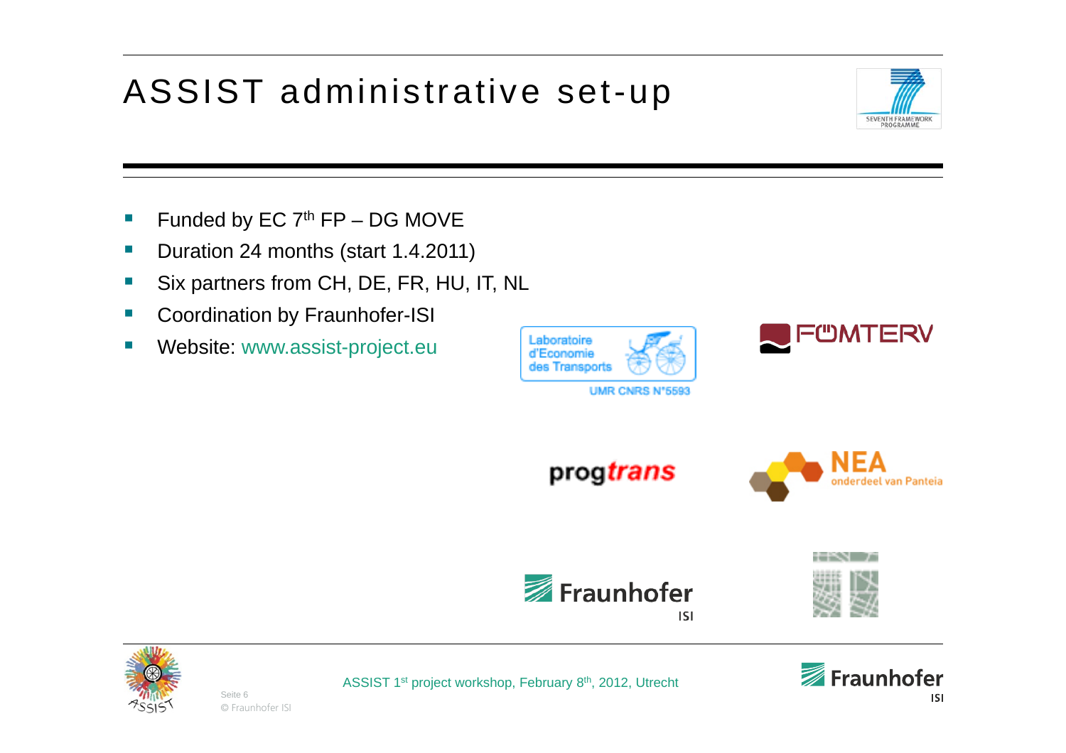# ASSIST administrative set-up

- Funded by EC 7th FP – DG MOVE
- Duration 24 months (start 1.4.2011)
- Six partners from CH, DE, FR, HU, IT, NL
- Coordination by Fraunhofer-ISI
- Website: www.assist-project.eu

Laboratoire d'Economie des Transports
UMR CNRS N°5593

FÖMTERV

progtrans

NEA onderdeel van Panteia

Fraunhofer ISI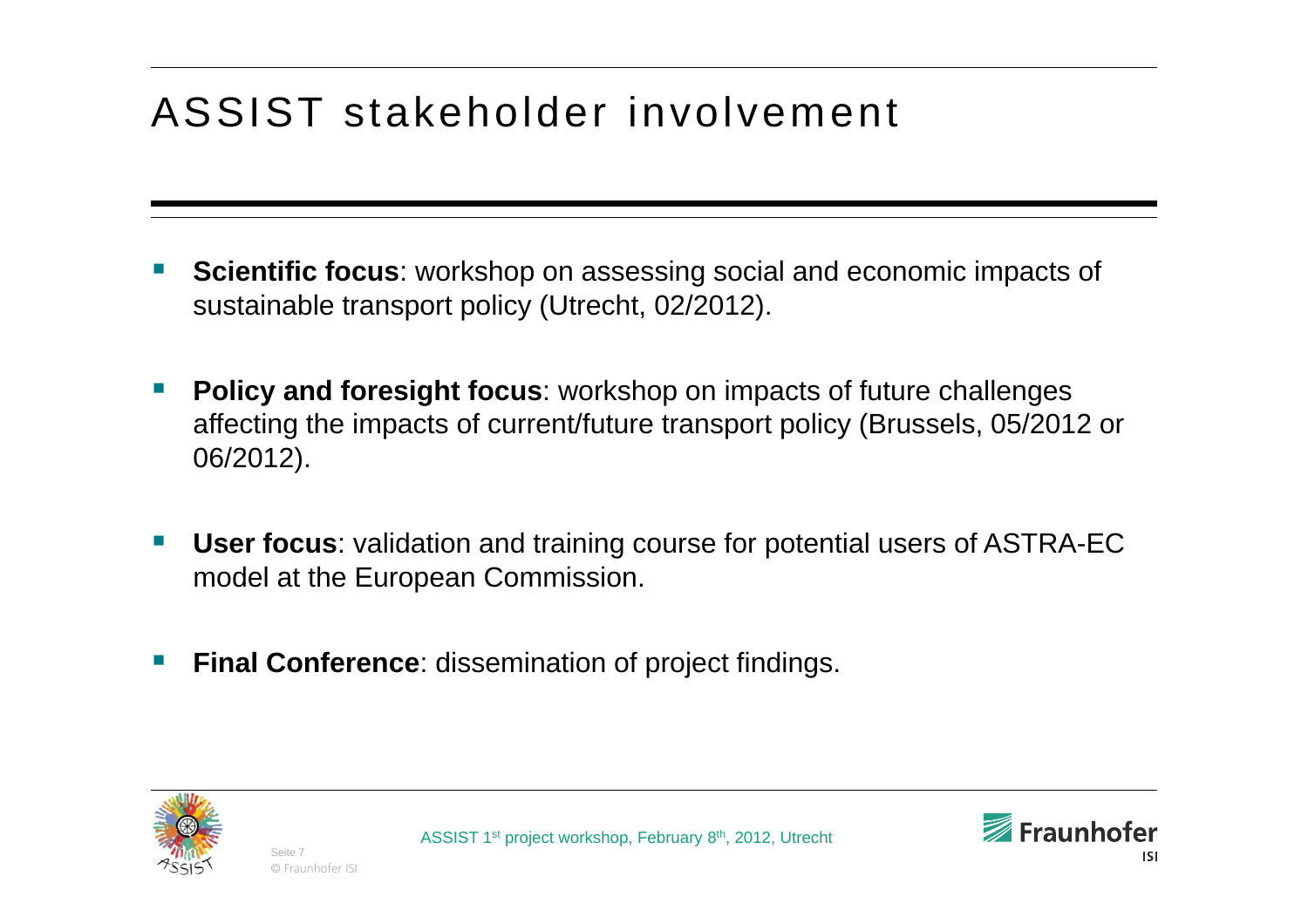# ASSIST stakeholder involvement

- **Scientific focus**: workshop on assessing social and economic impacts of sustainable transport policy (Utrecht, 02/2012).
- **Policy and foresight focus**: workshop on impacts of future challenges affecting the impacts of current/future transport policy (Brussels, 05/2012 or 06/2012).
- **User focus**: validation and training course for potential users of ASTRA-EC model at the European Commission.
- **Final Conference**: dissemination of project findings.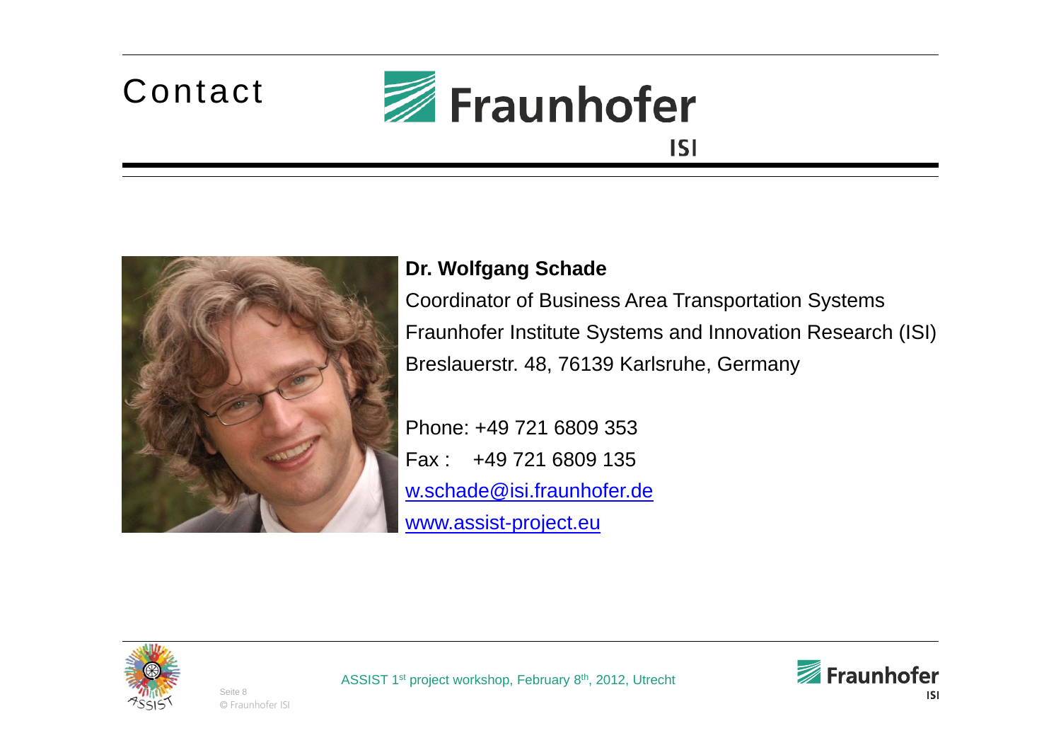# Contact

**Dr. Wolfgang Schade**

Coordinator of Business Area Transportation Systems

Fraunhofer Institute Systems and Innovation Research (ISI)

Breslauerstr. 48, 76139 Karlsruhe, Germany

Phone: +49 721 6809 353

Fax : +49 721 6809 135

w.schade@isi.fraunhofer.de

www.assist-project.eu